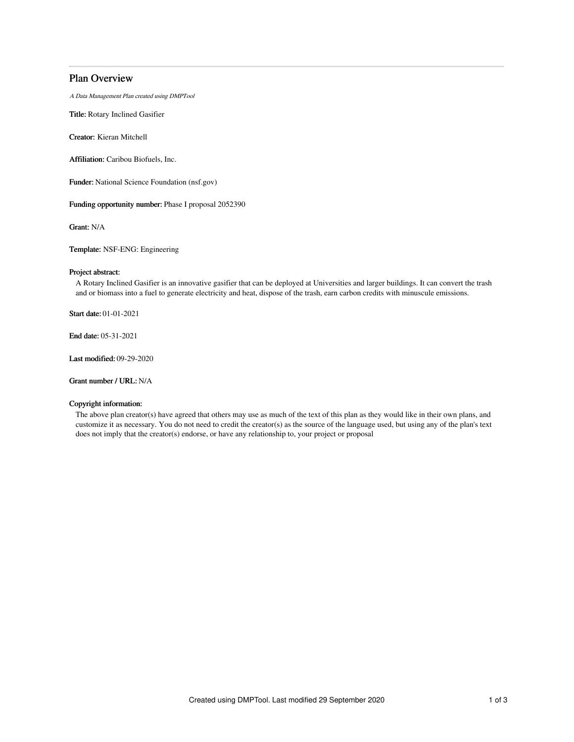# Plan Overview

*A Data Management Plan created using DMPTool*

**Title:** Rotary Inclined Gasifier

**Creator:** Kieran Mitchell

**Affiliation:** Caribou Biofuels, Inc.

**Funder:** National Science Foundation (nsf.gov)

**Funding opportunity number:** Phase I proposal 2052390

**Grant:** N/A

**Template:** NSF-ENG: Engineering

**Project abstract:**

A Rotary Inclined Gasifier is an innovative gasifier that can be deployed at Universities and larger buildings. It can convert the trash and or biomass into a fuel to generate electricity and heat, dispose of the trash, earn carbon credits with minuscule emissions.

**Start date:** 01-01-2021

**End date:** 05-31-2021

**Last modified:** 09-29-2020

**Grant number / URL:** N/A

**Copyright information:**

The above plan creator(s) have agreed that others may use as much of the text of this plan as they would like in their own plans, and customize it as necessary. You do not need to credit the creator(s) as the source of the language used, but using any of the plan's text does not imply that the creator(s) endorse, or have any relationship to, your project or proposal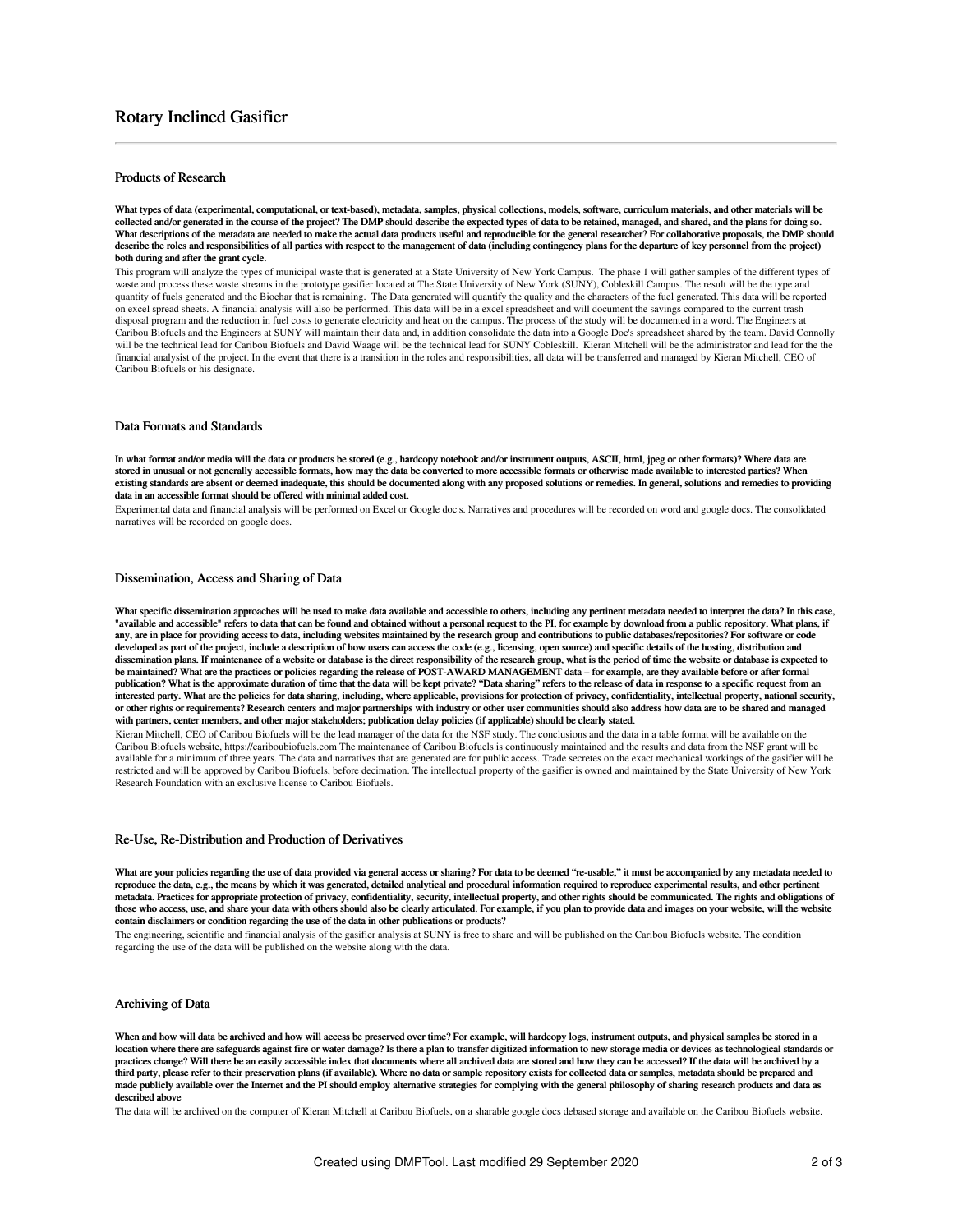# Rotary Inclined Gasifier

## Products of Research

**What types of data (experimental, computational, or text-based), metadata, samples, physical collections, models, software, curriculum materials, and other materials will be collected and/or generated in the course of the project? The DMP should describe the expected types of data to be retained, managed, and shared, and the plans for doing so. What descriptions of the metadata are needed to make the actual data products useful and reproducible for the general researcher? For collaborative proposals, the DMP should describe the roles and responsibilities of all parties with respect to the management of data (including contingency plans for the departure of key personnel from the project) both during and after the grant cycle.**

This program will analyze the types of municipal waste that is generated at a State University of New York Campus. The phase 1 will gather samples of the different types of waste and process these waste streams in the prototype gasifier located at The State University of New York (SUNY), Cobleskill Campus. The result will be the type and quantity of fuels generated and the Biochar that is remaining. The Data generated will quantify the quality and the characters of the fuel generated. This data will be reported on excel spread sheets. A financial analysis will also be performed. This data will be in a excel spreadsheet and will document the savings compared to the current trash disposal program and the reduction in fuel costs to generate electricity and heat on the campus. The process of the study will be documented in a word. The Engineers at Caribou Biofuels and the Engineers at SUNY will maintain their data and, in addition consolidate the data into a Google Doc's spreadsheet shared by the team. David Connolly will be the technical lead for Caribou Biofuels and David Waage will be the technical lead for SUNY Cobleskill. Kieran Mitchell will be the administrator and lead for the the financial analysist of the project. In the event that there is a transition in the roles and responsibilities, all data will be transferred and managed by Kieran Mitchell, CEO of Caribou Biofuels or his designate.

## Data Formats and Standards

**In what format and/or media will the data or products be stored (e.g., hardcopy notebook and/or instrument outputs, ASCII, html, jpeg or other formats)? Where data are stored in unusual or not generally accessible formats, how may the data be converted to more accessible formats or otherwise made available to interested parties? When existing standards are absent or deemed inadequate, this should be documented along with any proposed solutions or remedies. In general, solutions and remedies to providing data in an accessible format should be offered with minimal added cost.**

Experimental data and financial analysis will be performed on Excel or Google doc's. Narratives and procedures will be recorded on word and google docs. The consolidated narratives will be recorded on google docs.

## Dissemination, Access and Sharing of Data

**What specific dissemination approaches will be used to make data available and accessible to others, including any pertinent metadata needed to interpret the data? In this case, "available and accessible" refers to data that can be found and obtained without a personal request to the PI, for example by download from a public repository. What plans, if any, are in place for providing access to data, including websites maintained by the research group and contributions to public databases/repositories? For software or code developed as part of the project, include a description of how users can access the code (e.g., licensing, open source) and specific details of the hosting, distribution and dissemination plans. If maintenance of a website or database is the direct responsibility of the research group, what is the period of time the website or database is expected to be maintained? What are the practices or policies regarding the release of POST-AWARD MANAGEMENT data – for example, are they available before or after formal publication? What is the approximate duration of time that the data will be kept private? "Data sharing" refers to the release of data in response to a specific request from an interested party. What are the policies for data sharing, including, where applicable, provisions for protection of privacy, confidentiality, intellectual property, national security, or other rights or requirements? Research centers and major partnerships with industry or other user communities should also address how data are to be shared and managed with partners, center members, and other major stakeholders; publication delay policies (if applicable) should be clearly stated.**

Kieran Mitchell, CEO of Caribou Biofuels will be the lead manager of the data for the NSF study. The conclusions and the data in a table format will be available on the Caribou Biofuels website, https://cariboubiofuels.com The maintenance of Caribou Biofuels is continuously maintained and the results and data from the NSF grant will be available for a minimum of three years. The data and narratives that are generated are for public access. Trade secretes on the exact mechanical workings of the gasifier will be restricted and will be approved by Caribou Biofuels, before decimation. The intellectual property of the gasifier is owned and maintained by the State University of New York Research Foundation with an exclusive license to Caribou Biofuels.

## Re-Use, Re-Distribution and Production of Derivatives

**What are your policies regarding the use of data provided via general access or sharing? For data to be deemed "re-usable," it must be accompanied by any metadata needed to reproduce the data, e.g., the means by which it was generated, detailed analytical and procedural information required to reproduce experimental results, and other pertinent metadata. Practices for appropriate protection of privacy, confidentiality, security, intellectual property, and other rights should be communicated. The rights and obligations of those who access, use, and share your data with others should also be clearly articulated. For example, if you plan to provide data and images on your website, will the website contain disclaimers or condition regarding the use of the data in other publications or products?**

The engineering, scientific and financial analysis of the gasifier analysis at SUNY is free to share and will be published on the Caribou Biofuels website. The condition regarding the use of the data will be published on the website along with the data.

## Archiving of Data

**When and how will data be archived and how will access be preserved over time? For example, will hardcopy logs, instrument outputs, and physical samples be stored in a location where there are safeguards against fire or water damage? Is there a plan to transfer digitized information to new storage media or devices as technological standards or practices change? Will there be an easily accessible index that documents where all archived data are stored and how they can be accessed? If the data will be archived by a third party, please refer to their preservation plans (if available). Where no data or sample repository exists for collected data or samples, metadata should be prepared and made publicly available over the Internet and the PI should employ alternative strategies for complying with the general philosophy of sharing research products and data as described above**

The data will be archived on the computer of Kieran Mitchell at Caribou Biofuels, on a sharable google docs debased storage and available on the Caribou Biofuels website.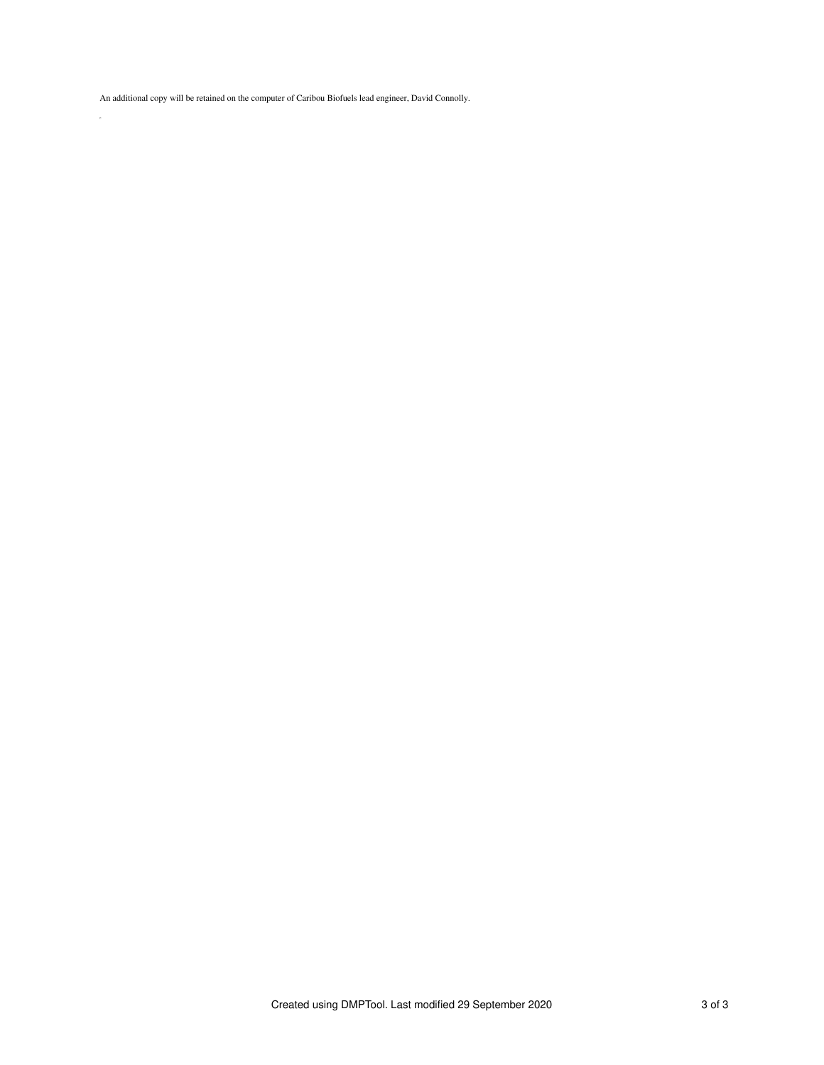An additional copy will be retained on the computer of Caribou Biofuels lead engineer, David Connolly.